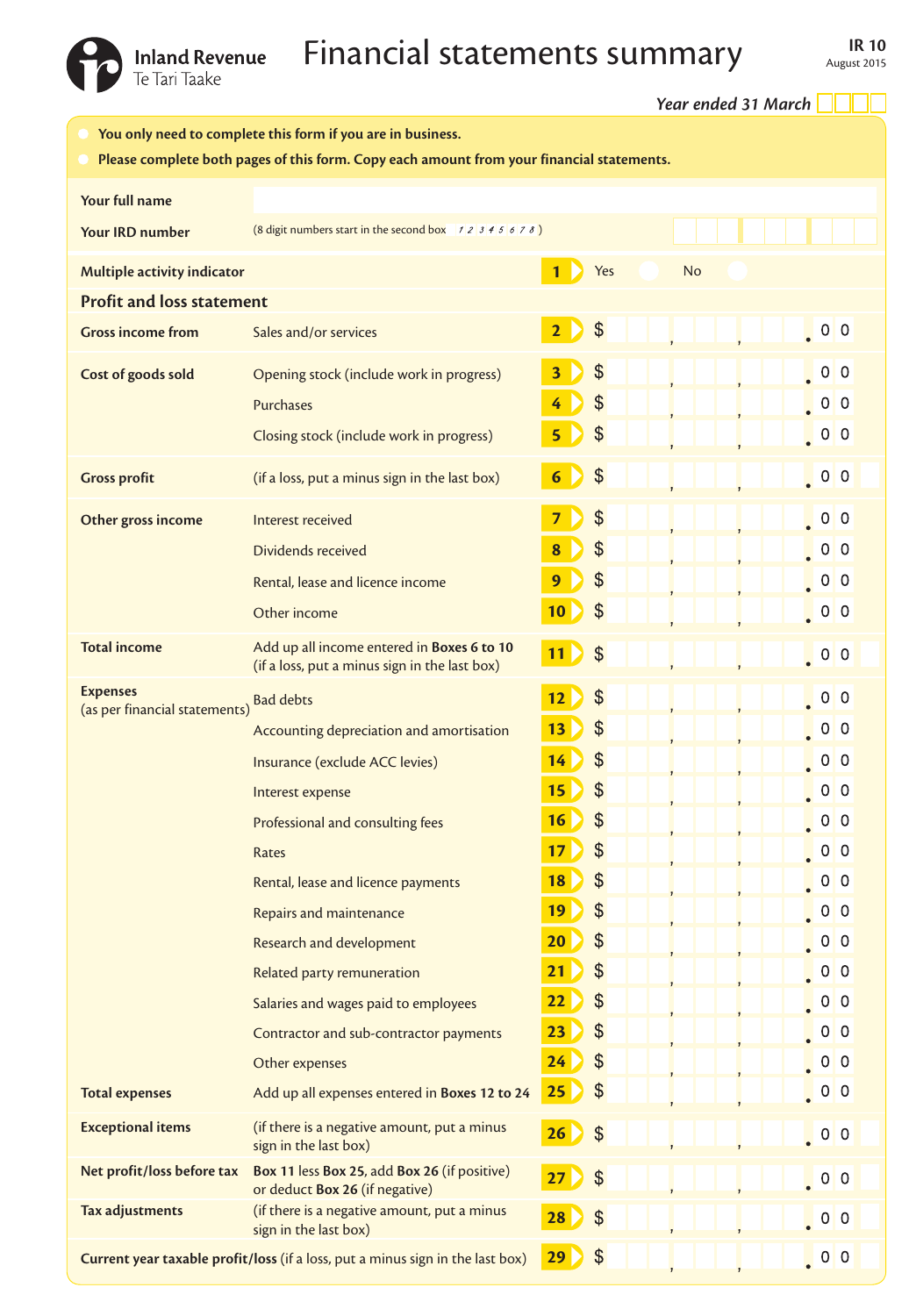Inland Revenue
Te Tari Taake

# Financial statements summary

**IR 10**
August 2015

*Year ended 31 March* ☐☐☐☐

- **You only need to complete this form if you are in business.**
- **Please complete both pages of this form. Copy each amount from your financial statements.**

**Your full name**

**Your IRD number** (8 digit numbers start in the second box *1 2 3 4 5 6 7 8*)

**Multiple activity indicator** — **1** Yes ◯ No ◯

## Profit and loss statement

| Section | Item | Box | Amount |
|---|---|---|---|
| **Gross income from** | Sales and/or services | **2** | $ , , .00 |
| **Cost of goods sold** | Opening stock (include work in progress) | **3** | $ , , .00 |
| | Purchases | **4** | $ , , .00 |
| | Closing stock (include work in progress) | **5** | $ , , .00 |
| **Gross profit** | (if a loss, put a minus sign in the last box) | **6** | $ , , .00 |
| **Other gross income** | Interest received | **7** | $ , , .00 |
| | Dividends received | **8** | $ , , .00 |
| | Rental, lease and licence income | **9** | $ , , .00 |
| | Other income | **10** | $ , , .00 |
| **Total income** | Add up all income entered in **Boxes 6 to 10** (if a loss, put a minus sign in the last box) | **11** | $ , , .00 |
| **Expenses** (as per financial statements) | Bad debts | **12** | $ , , .00 |
| | Accounting depreciation and amortisation | **13** | $ , , .00 |
| | Insurance (exclude ACC levies) | **14** | $ , , .00 |
| | Interest expense | **15** | $ , , .00 |
| | Professional and consulting fees | **16** | $ , , .00 |
| | Rates | **17** | $ , , .00 |
| | Rental, lease and licence payments | **18** | $ , , .00 |
| | Repairs and maintenance | **19** | $ , , .00 |
| | Research and development | **20** | $ , , .00 |
| | Related party remuneration | **21** | $ , , .00 |
| | Salaries and wages paid to employees | **22** | $ , , .00 |
| | Contractor and sub-contractor payments | **23** | $ , , .00 |
| | Other expenses | **24** | $ , , .00 |
| **Total expenses** | Add up all expenses entered in **Boxes 12 to 24** | **25** | $ , , .00 |
| **Exceptional items** | (if there is a negative amount, put a minus sign in the last box) | **26** | $ , , .00 |
| **Net profit/loss before tax** | **Box 11** less **Box 25**, add **Box 26** (if positive) or deduct **Box 26** (if negative) | **27** | $ , , .00 |
| **Tax adjustments** | (if there is a negative amount, put a minus sign in the last box) | **28** | $ , , .00 |
| **Current year taxable profit/loss** | (if a loss, put a minus sign in the last box) | **29** | $ , , .00 |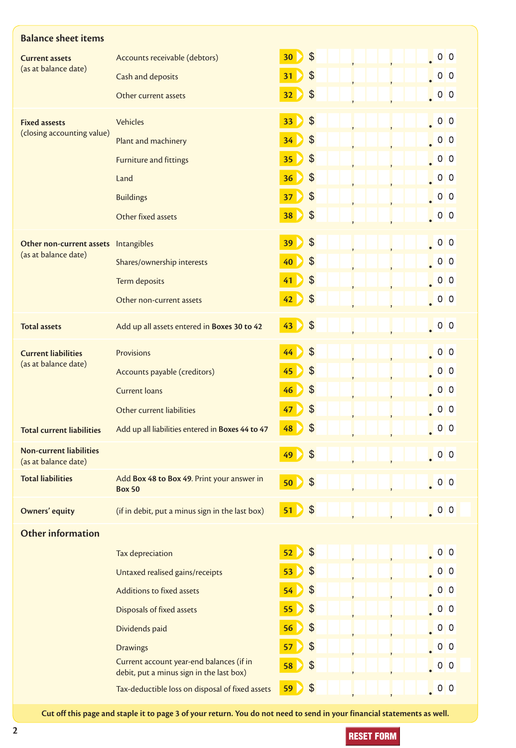## Balance sheet items

| Section | Item | Box | Amount |
|---|---|---|---|
| **Current assets** (as at balance date) | Accounts receivable (debtors) | 30 | $ , , .00 |
| | Cash and deposits | 31 | $ , , .00 |
| | Other current assets | 32 | $ , , .00 |
| **Fixed assets** (closing accounting value) | Vehicles | 33 | $ , , .00 |
| | Plant and machinery | 34 | $ , , .00 |
| | Furniture and fittings | 35 | $ , , .00 |
| | Land | 36 | $ , , .00 |
| | Buildings | 37 | $ , , .00 |
| | Other fixed assets | 38 | $ , , .00 |
| **Other non-current assets** (as at balance date) | Intangibles | 39 | $ , , .00 |
| | Shares/ownership interests | 40 | $ , , .00 |
| | Term deposits | 41 | $ , , .00 |
| | Other non-current assets | 42 | $ , , .00 |
| **Total assets** | Add up all assets entered in **Boxes 30 to 42** | 43 | $ , , .00 |
| **Current liabilities** (as at balance date) | Provisions | 44 | $ , , .00 |
| | Accounts payable (creditors) | 45 | $ , , .00 |
| | Current loans | 46 | $ , , .00 |
| | Other current liabilities | 47 | $ , , .00 |
| **Total current liabilities** | Add up all liabilities entered in **Boxes 44 to 47** | 48 | $ , , .00 |
| **Non-current liabilities** (as at balance date) | | 49 | $ , , .00 |
| **Total liabilities** | Add **Box 48 to Box 49**. Print your answer in **Box 50** | 50 | $ , , .00 |
| **Owners' equity** | (if in debit, put a minus sign in the last box) | 51 | $ , , .00 |

## Other information

| Item | Box | Amount |
|---|---|---|
| Tax depreciation | 52 | $ , , .00 |
| Untaxed realised gains/receipts | 53 | $ , , .00 |
| Additions to fixed assets | 54 | $ , , .00 |
| Disposals of fixed assets | 55 | $ , , .00 |
| Dividends paid | 56 | $ , , .00 |
| Drawings | 57 | $ , , .00 |
| Current account year-end balances (if in debit, put a minus sign in the last box) | 58 | $ , , .00 |
| Tax-deductible loss on disposal of fixed assets | 59 | $ , , .00 |

**Cut off this page and staple it to page 3 of your return. You do not need to send in your financial statements as well.**

RESET FORM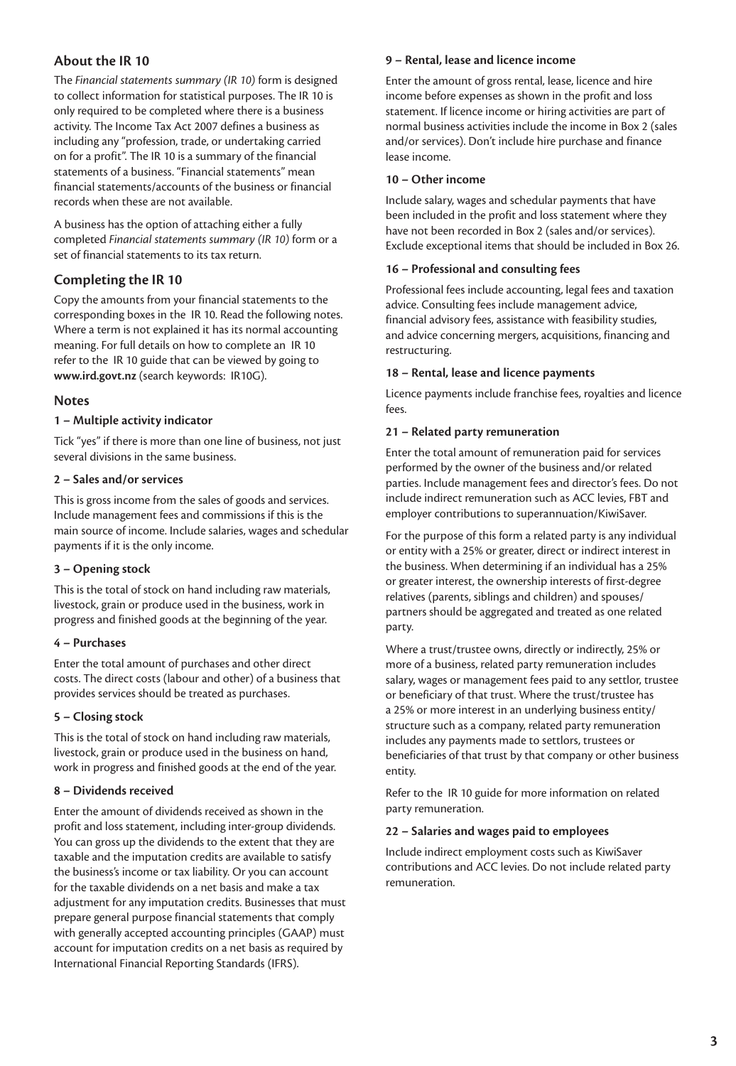## About the IR 10

The *Financial statements summary (IR 10)* form is designed to collect information for statistical purposes. The IR 10 is only required to be completed where there is a business activity. The Income Tax Act 2007 defines a business as including any "profession, trade, or undertaking carried on for a profit". The IR 10 is a summary of the financial statements of a business. "Financial statements" mean financial statements/accounts of the business or financial records when these are not available.

A business has the option of attaching either a fully completed *Financial statements summary (IR 10)* form or a set of financial statements to its tax return.

## Completing the IR 10

Copy the amounts from your financial statements to the corresponding boxes in the IR 10. Read the following notes. Where a term is not explained it has its normal accounting meaning. For full details on how to complete an IR 10 refer to the IR 10 guide that can be viewed by going to **www.ird.govt.nz** (search keywords: IR10G).

## Notes

### 1 – Multiple activity indicator

Tick "yes" if there is more than one line of business, not just several divisions in the same business.

### 2 – Sales and/or services

This is gross income from the sales of goods and services. Include management fees and commissions if this is the main source of income. Include salaries, wages and schedular payments if it is the only income.

### 3 – Opening stock

This is the total of stock on hand including raw materials, livestock, grain or produce used in the business, work in progress and finished goods at the beginning of the year.

### 4 – Purchases

Enter the total amount of purchases and other direct costs. The direct costs (labour and other) of a business that provides services should be treated as purchases.

### 5 – Closing stock

This is the total of stock on hand including raw materials, livestock, grain or produce used in the business on hand, work in progress and finished goods at the end of the year.

### 8 – Dividends received

Enter the amount of dividends received as shown in the profit and loss statement, including inter-group dividends. You can gross up the dividends to the extent that they are taxable and the imputation credits are available to satisfy the business's income or tax liability. Or you can account for the taxable dividends on a net basis and make a tax adjustment for any imputation credits. Businesses that must prepare general purpose financial statements that comply with generally accepted accounting principles (GAAP) must account for imputation credits on a net basis as required by International Financial Reporting Standards (IFRS).

### 9 – Rental, lease and licence income

Enter the amount of gross rental, lease, licence and hire income before expenses as shown in the profit and loss statement. If licence income or hiring activities are part of normal business activities include the income in Box 2 (sales and/or services). Don't include hire purchase and finance lease income.

### 10 – Other income

Include salary, wages and schedular payments that have been included in the profit and loss statement where they have not been recorded in Box 2 (sales and/or services). Exclude exceptional items that should be included in Box 26.

### 16 – Professional and consulting fees

Professional fees include accounting, legal fees and taxation advice. Consulting fees include management advice, financial advisory fees, assistance with feasibility studies, and advice concerning mergers, acquisitions, financing and restructuring.

### 18 – Rental, lease and licence payments

Licence payments include franchise fees, royalties and licence fees.

### 21 – Related party remuneration

Enter the total amount of remuneration paid for services performed by the owner of the business and/or related parties. Include management fees and director's fees. Do not include indirect remuneration such as ACC levies, FBT and employer contributions to superannuation/KiwiSaver.

For the purpose of this form a related party is any individual or entity with a 25% or greater, direct or indirect interest in the business. When determining if an individual has a 25% or greater interest, the ownership interests of first-degree relatives (parents, siblings and children) and spouses/partners should be aggregated and treated as one related party.

Where a trust/trustee owns, directly or indirectly, 25% or more of a business, related party remuneration includes salary, wages or management fees paid to any settlor, trustee or beneficiary of that trust. Where the trust/trustee has a 25% or more interest in an underlying business entity/structure such as a company, related party remuneration includes any payments made to settlors, trustees or beneficiaries of that trust by that company or other business entity.

Refer to the IR 10 guide for more information on related party remuneration.

### 22 – Salaries and wages paid to employees

Include indirect employment costs such as KiwiSaver contributions and ACC levies. Do not include related party remuneration.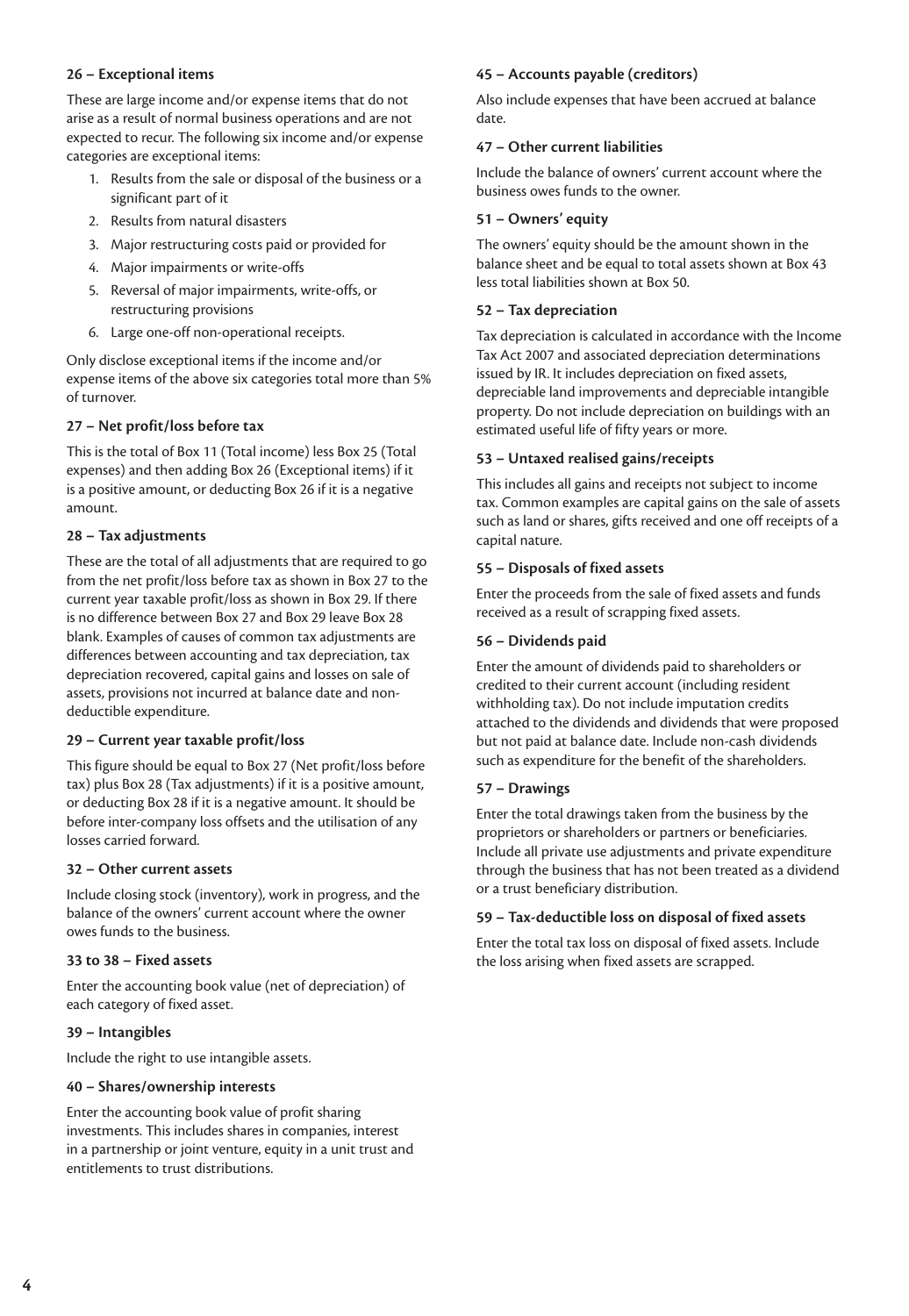#### 26 – Exceptional items

These are large income and/or expense items that do not arise as a result of normal business operations and are not expected to recur. The following six income and/or expense categories are exceptional items:

1. Results from the sale or disposal of the business or a significant part of it
2. Results from natural disasters
3. Major restructuring costs paid or provided for
4. Major impairments or write-offs
5. Reversal of major impairments, write-offs, or restructuring provisions
6. Large one-off non-operational receipts.

Only disclose exceptional items if the income and/or expense items of the above six categories total more than 5% of turnover.

#### 27 – Net profit/loss before tax

This is the total of Box 11 (Total income) less Box 25 (Total expenses) and then adding Box 26 (Exceptional items) if it is a positive amount, or deducting Box 26 if it is a negative amount.

#### 28 – Tax adjustments

These are the total of all adjustments that are required to go from the net profit/loss before tax as shown in Box 27 to the current year taxable profit/loss as shown in Box 29. If there is no difference between Box 27 and Box 29 leave Box 28 blank. Examples of causes of common tax adjustments are differences between accounting and tax depreciation, tax depreciation recovered, capital gains and losses on sale of assets, provisions not incurred at balance date and non-deductible expenditure.

#### 29 – Current year taxable profit/loss

This figure should be equal to Box 27 (Net profit/loss before tax) plus Box 28 (Tax adjustments) if it is a positive amount, or deducting Box 28 if it is a negative amount. It should be before inter-company loss offsets and the utilisation of any losses carried forward.

#### 32 – Other current assets

Include closing stock (inventory), work in progress, and the balance of the owners' current account where the owner owes funds to the business.

#### 33 to 38 – Fixed assets

Enter the accounting book value (net of depreciation) of each category of fixed asset.

#### 39 – Intangibles

Include the right to use intangible assets.

#### 40 – Shares/ownership interests

Enter the accounting book value of profit sharing investments. This includes shares in companies, interest in a partnership or joint venture, equity in a unit trust and entitlements to trust distributions.

#### 45 – Accounts payable (creditors)

Also include expenses that have been accrued at balance date.

#### 47 – Other current liabilities

Include the balance of owners' current account where the business owes funds to the owner.

#### 51 – Owners' equity

The owners' equity should be the amount shown in the balance sheet and be equal to total assets shown at Box 43 less total liabilities shown at Box 50.

#### 52 – Tax depreciation

Tax depreciation is calculated in accordance with the Income Tax Act 2007 and associated depreciation determinations issued by IR. It includes depreciation on fixed assets, depreciable land improvements and depreciable intangible property. Do not include depreciation on buildings with an estimated useful life of fifty years or more.

#### 53 – Untaxed realised gains/receipts

This includes all gains and receipts not subject to income tax. Common examples are capital gains on the sale of assets such as land or shares, gifts received and one off receipts of a capital nature.

#### 55 – Disposals of fixed assets

Enter the proceeds from the sale of fixed assets and funds received as a result of scrapping fixed assets.

#### 56 – Dividends paid

Enter the amount of dividends paid to shareholders or credited to their current account (including resident withholding tax). Do not include imputation credits attached to the dividends and dividends that were proposed but not paid at balance date. Include non-cash dividends such as expenditure for the benefit of the shareholders.

#### 57 – Drawings

Enter the total drawings taken from the business by the proprietors or shareholders or partners or beneficiaries. Include all private use adjustments and private expenditure through the business that has not been treated as a dividend or a trust beneficiary distribution.

#### 59 – Tax-deductible loss on disposal of fixed assets

Enter the total tax loss on disposal of fixed assets. Include the loss arising when fixed assets are scrapped.